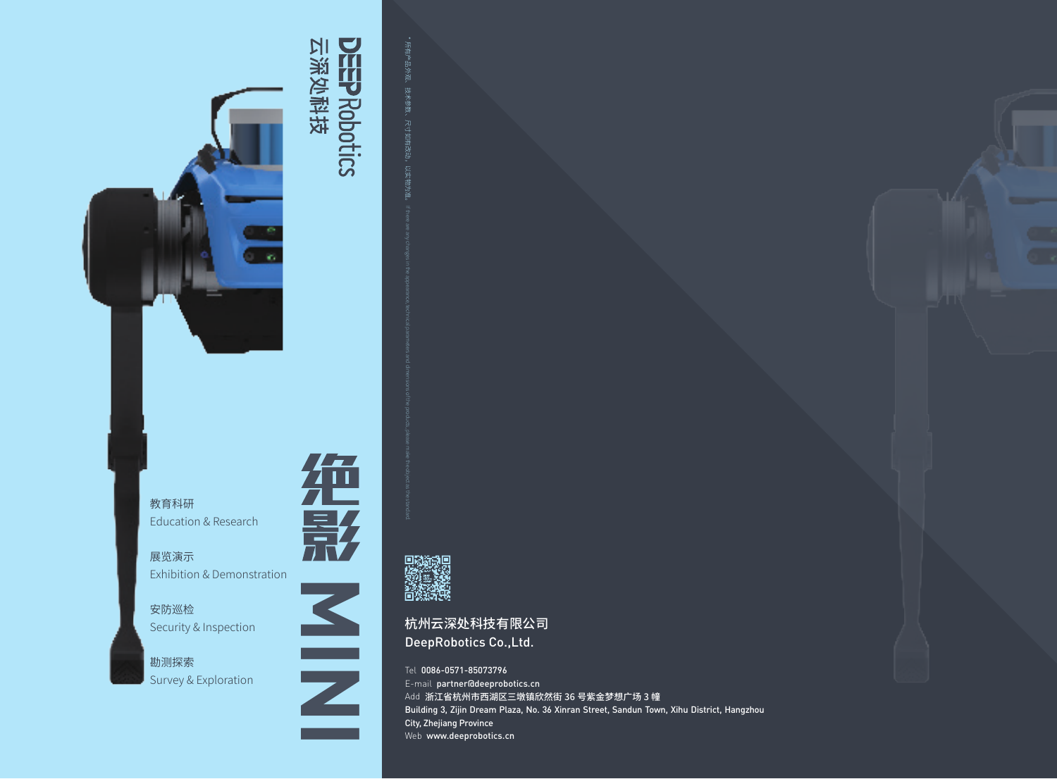# DEEP Robotics 云深处科技

# 绝影 MINI

教育科研
Education & Research

展览演示
Exhibition & Demonstration

安防巡检
Security & Inspection

勘测探索
Survey & Exploration

*所有产品外观、技术参数、尺寸如有改动，以实物为准。If there are any changes in the appearance, technical parameters and dimensions of the products, please make the object as the standard.

**杭州云深处科技有限公司**

**DeepRobotics Co.,Ltd.**

Tel **0086-0571-85073796**

E-mail **partner@deeprobotics.cn**

Add **浙江省杭州市西湖区三墩镇欣然街 36 号紫金梦想广场 3 幢**

**Building 3, Zijin Dream Plaza, No. 36 Xinran Street, Sandun Town, Xihu District, Hangzhou City, Zhejiang Province**

Web **www.deeprobotics.cn**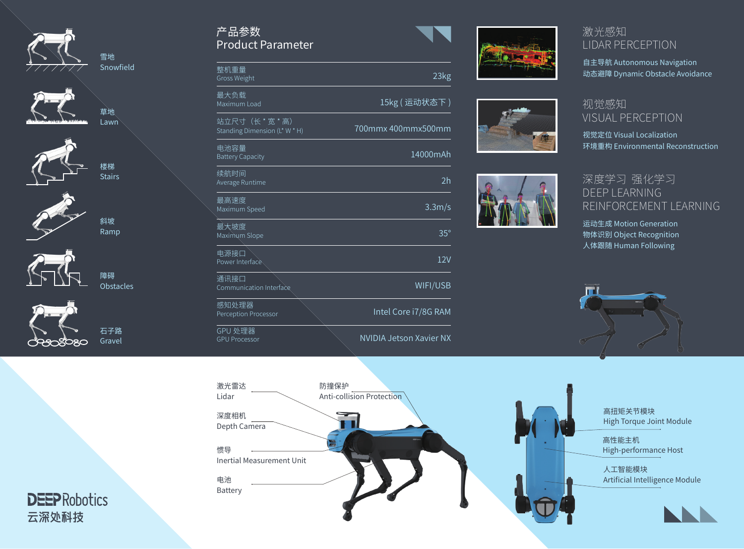雪地
Snowfield

草地
Lawn

楼梯
Stairs

斜坡
Ramp

障碍
Obstacles

石子路
Gravel

## 产品参数
## Product Parameter

| | |
|---|---|
| 整机重量 Gross Weight | 23kg |
| 最大负载 Maximum Load | 15kg ( 运动状态下 ) |
| 站立尺寸（长 * 宽 * 高） Standing Dimension (L* W * H) | 700mmx 400mmx500mm |
| 电池容量 Battery Capacity | 14000mAh |
| 续航时间 Average Runtime | 2h |
| 最高速度 Maximum Speed | 3.3m/s |
| 最大坡度 Maximum Slope | 35° |
| 电源接口 Power Interface | 12V |
| 通讯接口 Communication Interface | WIFI/USB |
| 感知处理器 Perception Processor | Intel Core i7/8G RAM |
| GPU 处理器 GPU Processor | NVIDIA Jetson Xavier NX |

## 激光感知
## LIDAR PERCEPTION

自主导航 Autonomous Navigation
动态避障 Dynamic Obstacle Avoidance

## 视觉感知
## VISUAL PERCEPTION

视觉定位 Visual Localization
环境重构 Environmental Reconstruction

## 深度学习 强化学习
## DEEP LEARNING
## REINFORCEMENT LEARNING

运动生成 Motion Generation
物体识别 Object Recognition
人体跟随 Human Following

激光雷达
Lidar

深度相机
Depth Camera

惯导
Inertial Measurement Unit

电池
Battery

防撞保护
Anti-collision Protection

高扭矩关节模块
High Torque Joint Module

高性能主机
High-performance Host

人工智能模块
Artificial Intelligence Module

DEEPRobotics
云深处科技